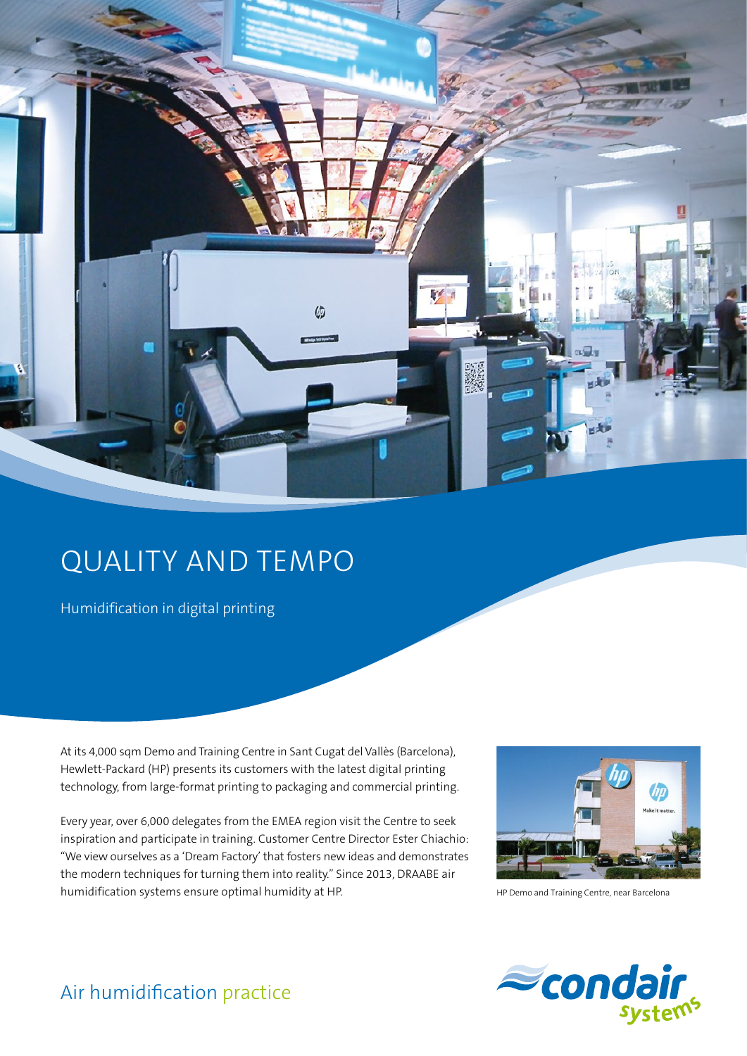# QUALITY AND TEMPO

Humidification in digital printing

At its 4,000 sqm Demo and Training Centre in Sant Cugat del Vallès (Barcelona), Hewlett-Packard (HP) presents its customers with the latest digital printing technology, from large-format printing to packaging and commercial printing.

Every year, over 6,000 delegates from the EMEA region visit the Centre to seek inspiration and participate in training. Customer Centre Director Ester Chiachio: "We view ourselves as a 'Dream Factory' that fosters new ideas and demonstrates the modern techniques for turning them into reality." Since 2013, DRAABE air humidification systems ensure optimal humidity at HP.

HP Demo and Training Centre, near Barcelona

Air humidification practice

condair systems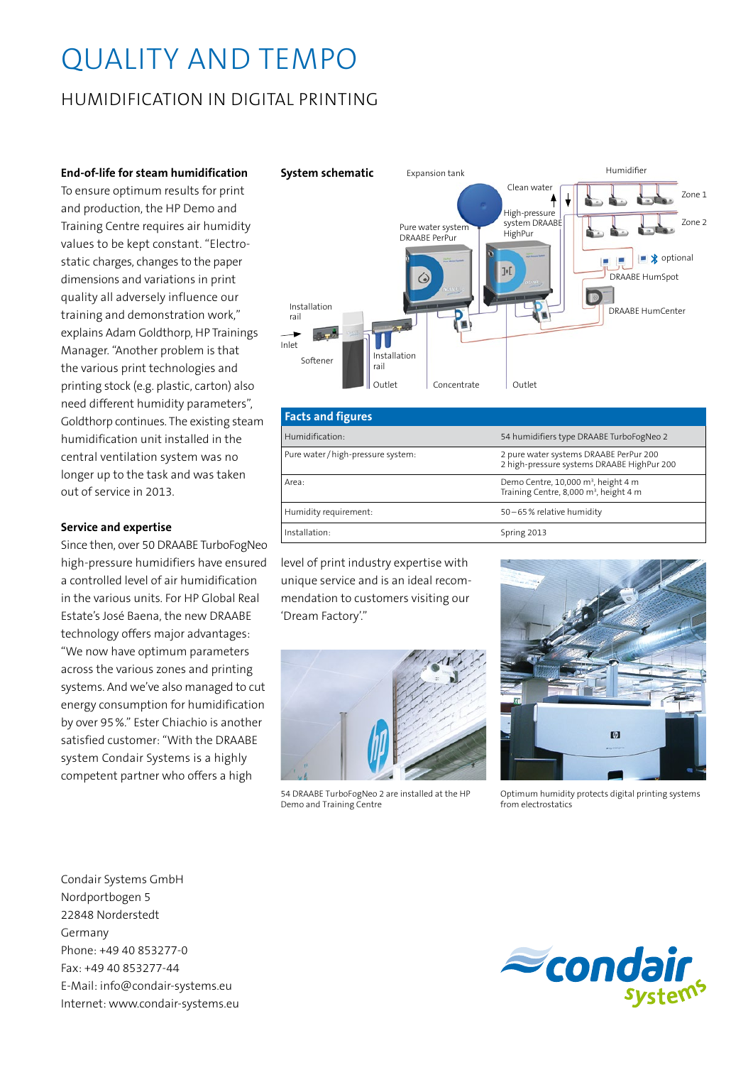# QUALITY AND TEMPO

## HUMIDIFICATION IN DIGITAL PRINTING

**End-of-life for steam humidification**

To ensure optimum results for print and production, the HP Demo and Training Centre requires air humidity values to be kept constant. "Electrostatic charges, changes to the paper dimensions and variations in print quality all adversely influence our training and demonstration work," explains Adam Goldthorp, HP Trainings Manager. "Another problem is that the various print technologies and printing stock (e.g. plastic, carton) also need different humidity parameters", Goldthorp continues. The existing steam humidification unit installed in the central ventilation system was no longer up to the task and was taken out of service in 2013.

**Service and expertise**

Since then, over 50 DRAABE TurboFogNeo high-pressure humidifiers have ensured a controlled level of air humidification in the various units. For HP Global Real Estate's José Baena, the new DRAABE technology offers major advantages: "We now have optimum parameters across the various zones and printing systems. And we've also managed to cut energy consumption for humidification by over 95 %." Ester Chiachio is another satisfied customer: "With the DRAABE system Condair Systems is a highly competent partner who offers a high level of print industry expertise with unique service and is an ideal recommendation to customers visiting our 'Dream Factory'."

**System schematic**

Expansion tank
Humidifier
Clean water
Zone 1
Zone 2
High-pressure system DRAABE HighPur
Pure water system DRAABE PerPur
optional
DRAABE HumSpot
DRAABE HumCenter
Installation rail
Inlet
Softener
Installation rail
Outlet
Concentrate
Outlet

| Facts and figures | |
|---|---|
| Humidification: | 54 humidifiers type DRAABE TurboFogNeo 2 |
| Pure water / high-pressure system: | 2 pure water systems DRAABE PerPur 200<br>2 high-pressure systems DRAABE HighPur 200 |
| Area: | Demo Centre, 10,000 m³, height 4 m<br>Training Centre, 8,000 m³, height 4 m |
| Humidity requirement: | 50 – 65 % relative humidity |
| Installation: | Spring 2013 |

54 DRAABE TurboFogNeo 2 are installed at the HP Demo and Training Centre

Optimum humidity protects digital printing systems from electrostatics

Condair Systems GmbH
Nordportbogen 5
22848 Norderstedt
Germany
Phone: +49 40 853277-0
Fax: +49 40 853277-44
E-Mail: info@condair-systems.eu
Internet: www.condair-systems.eu